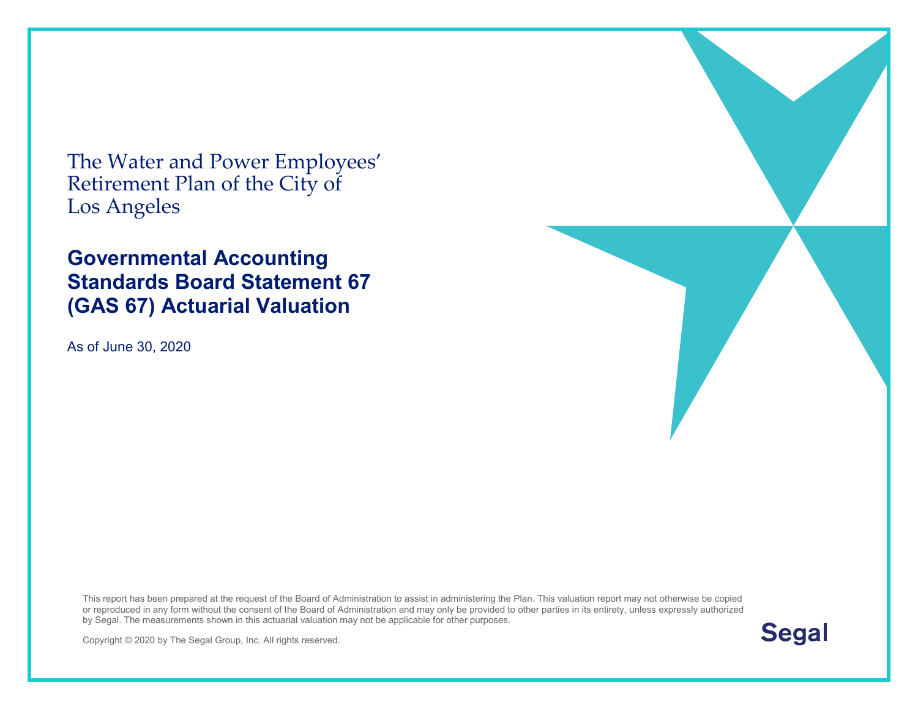# The Water and Power Employees' Retirement Plan of the City of Los Angeles

## Governmental Accounting Standards Board Statement 67 (GAS 67) Actuarial Valuation

As of June 30, 2020

This report has been prepared at the request of the Board of Administration to assist in administering the Plan. This valuation report may not otherwise be copied or reproduced in any form without the consent of the Board of Administration and may only be provided to other parties in its entirety, unless expressly authorized by Segal. The measurements shown in this actuarial valuation may not be applicable for other purposes.

Copyright © 2020 by The Segal Group, Inc. All rights reserved.

Segal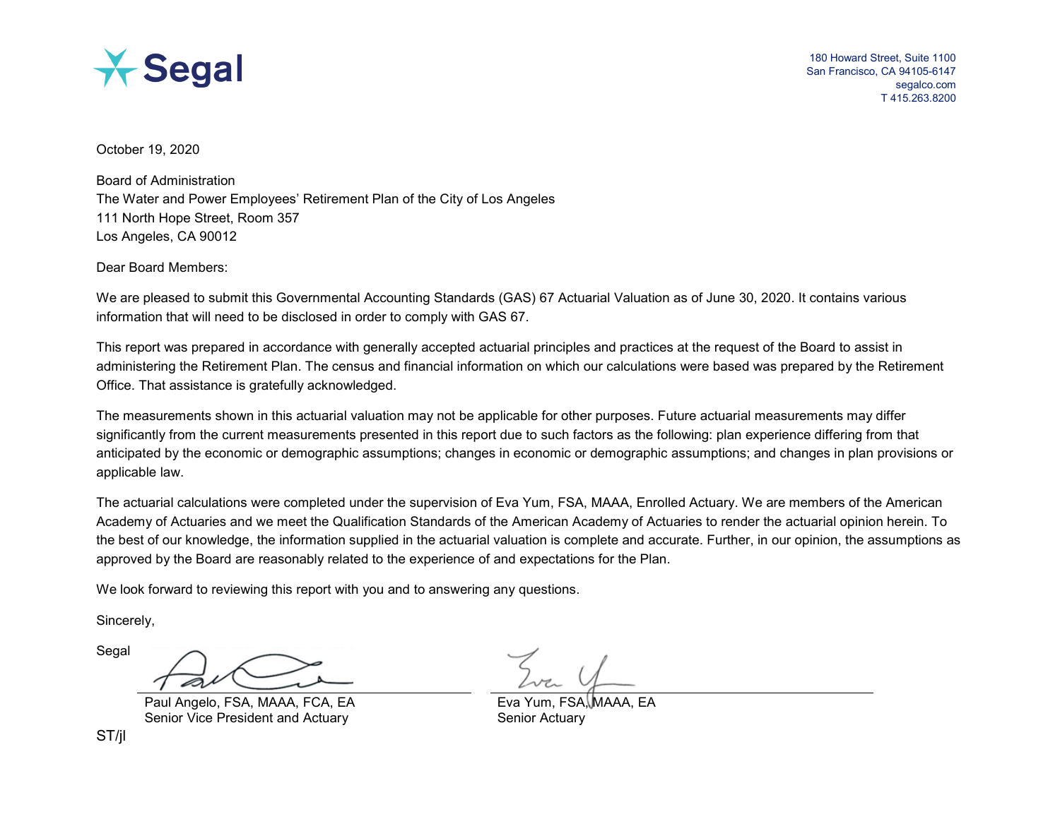Segal

180 Howard Street, Suite 1100
San Francisco, CA 94105-6147
segalco.com
T 415.263.8200

October 19, 2020

Board of Administration
The Water and Power Employees' Retirement Plan of the City of Los Angeles
111 North Hope Street, Room 357
Los Angeles, CA 90012

Dear Board Members:

We are pleased to submit this Governmental Accounting Standards (GAS) 67 Actuarial Valuation as of June 30, 2020. It contains various information that will need to be disclosed in order to comply with GAS 67.

This report was prepared in accordance with generally accepted actuarial principles and practices at the request of the Board to assist in administering the Retirement Plan. The census and financial information on which our calculations were based was prepared by the Retirement Office. That assistance is gratefully acknowledged.

The measurements shown in this actuarial valuation may not be applicable for other purposes. Future actuarial measurements may differ significantly from the current measurements presented in this report due to such factors as the following: plan experience differing from that anticipated by the economic or demographic assumptions; changes in economic or demographic assumptions; and changes in plan provisions or applicable law.

The actuarial calculations were completed under the supervision of Eva Yum, FSA, MAAA, Enrolled Actuary. We are members of the American Academy of Actuaries and we meet the Qualification Standards of the American Academy of Actuaries to render the actuarial opinion herein. To the best of our knowledge, the information supplied in the actuarial valuation is complete and accurate. Further, in our opinion, the assumptions as approved by the Board are reasonably related to the experience of and expectations for the Plan.

We look forward to reviewing this report with you and to answering any questions.

Sincerely,

Segal

Paul Angelo, FSA, MAAA, FCA, EA
Senior Vice President and Actuary

Eva Yum, FSA, MAAA, EA
Senior Actuary

ST/jl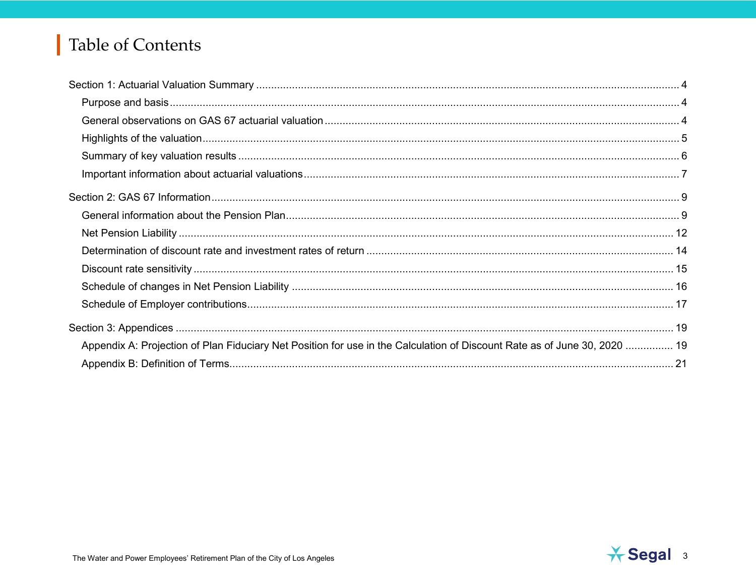# Table of Contents

Section 1: Actuarial Valuation Summary ..... 4

- Purpose and basis ..... 4
- General observations on GAS 67 actuarial valuation ..... 4
- Highlights of the valuation ..... 5
- Summary of key valuation results ..... 6
- Important information about actuarial valuations ..... 7

Section 2: GAS 67 Information ..... 9

- General information about the Pension Plan ..... 9
- Net Pension Liability ..... 12
- Determination of discount rate and investment rates of return ..... 14
- Discount rate sensitivity ..... 15
- Schedule of changes in Net Pension Liability ..... 16
- Schedule of Employer contributions ..... 17

Section 3: Appendices ..... 19

- Appendix A: Projection of Plan Fiduciary Net Position for use in the Calculation of Discount Rate as of June 30, 2020 ..... 19
- Appendix B: Definition of Terms ..... 21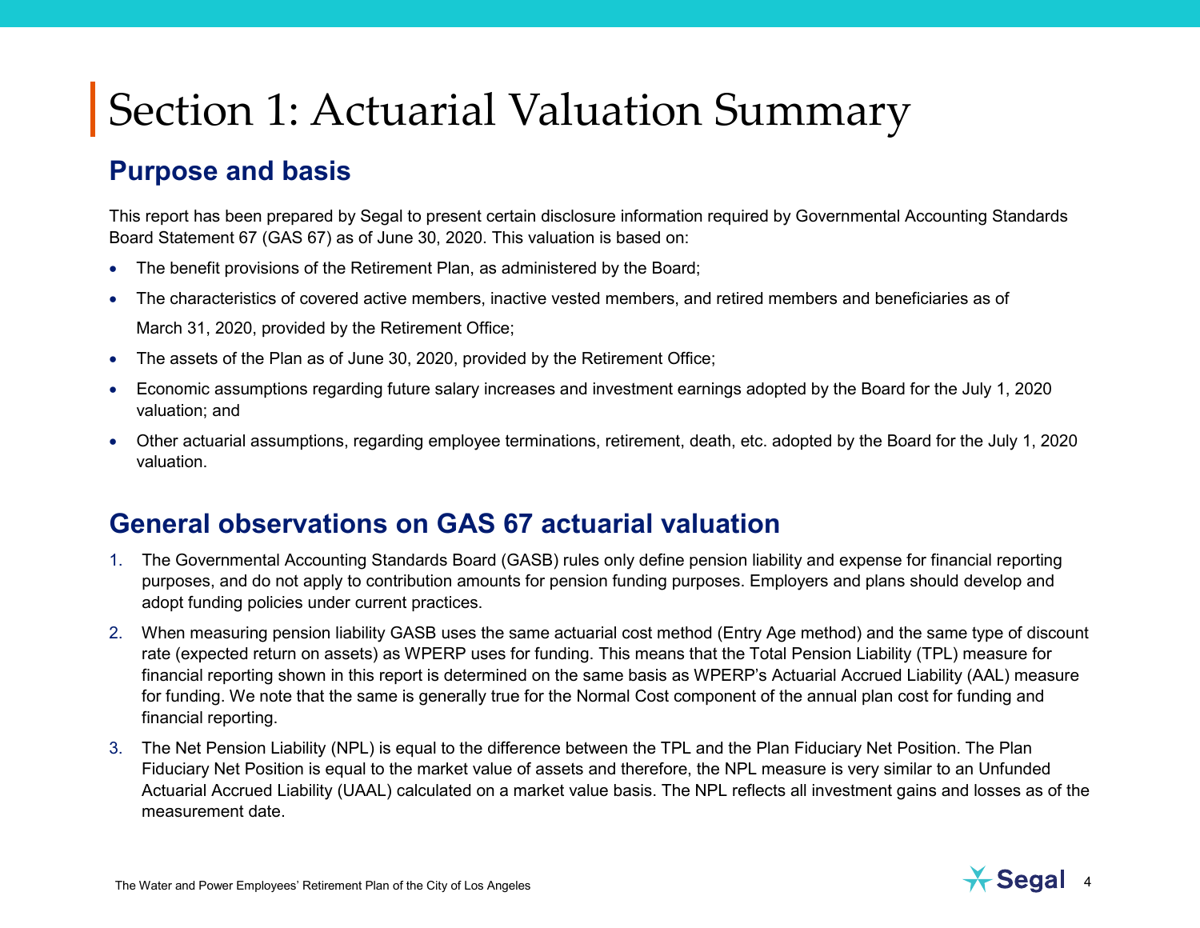# Section 1: Actuarial Valuation Summary

## Purpose and basis

This report has been prepared by Segal to present certain disclosure information required by Governmental Accounting Standards Board Statement 67 (GAS 67) as of June 30, 2020. This valuation is based on:

- The benefit provisions of the Retirement Plan, as administered by the Board;
- The characteristics of covered active members, inactive vested members, and retired members and beneficiaries as of March 31, 2020, provided by the Retirement Office;
- The assets of the Plan as of June 30, 2020, provided by the Retirement Office;
- Economic assumptions regarding future salary increases and investment earnings adopted by the Board for the July 1, 2020 valuation; and
- Other actuarial assumptions, regarding employee terminations, retirement, death, etc. adopted by the Board for the July 1, 2020 valuation.

## General observations on GAS 67 actuarial valuation

1. The Governmental Accounting Standards Board (GASB) rules only define pension liability and expense for financial reporting purposes, and do not apply to contribution amounts for pension funding purposes. Employers and plans should develop and adopt funding policies under current practices.
2. When measuring pension liability GASB uses the same actuarial cost method (Entry Age method) and the same type of discount rate (expected return on assets) as WPERP uses for funding. This means that the Total Pension Liability (TPL) measure for financial reporting shown in this report is determined on the same basis as WPERP's Actuarial Accrued Liability (AAL) measure for funding. We note that the same is generally true for the Normal Cost component of the annual plan cost for funding and financial reporting.
3. The Net Pension Liability (NPL) is equal to the difference between the TPL and the Plan Fiduciary Net Position. The Plan Fiduciary Net Position is equal to the market value of assets and therefore, the NPL measure is very similar to an Unfunded Actuarial Accrued Liability (UAAL) calculated on a market value basis. The NPL reflects all investment gains and losses as of the measurement date.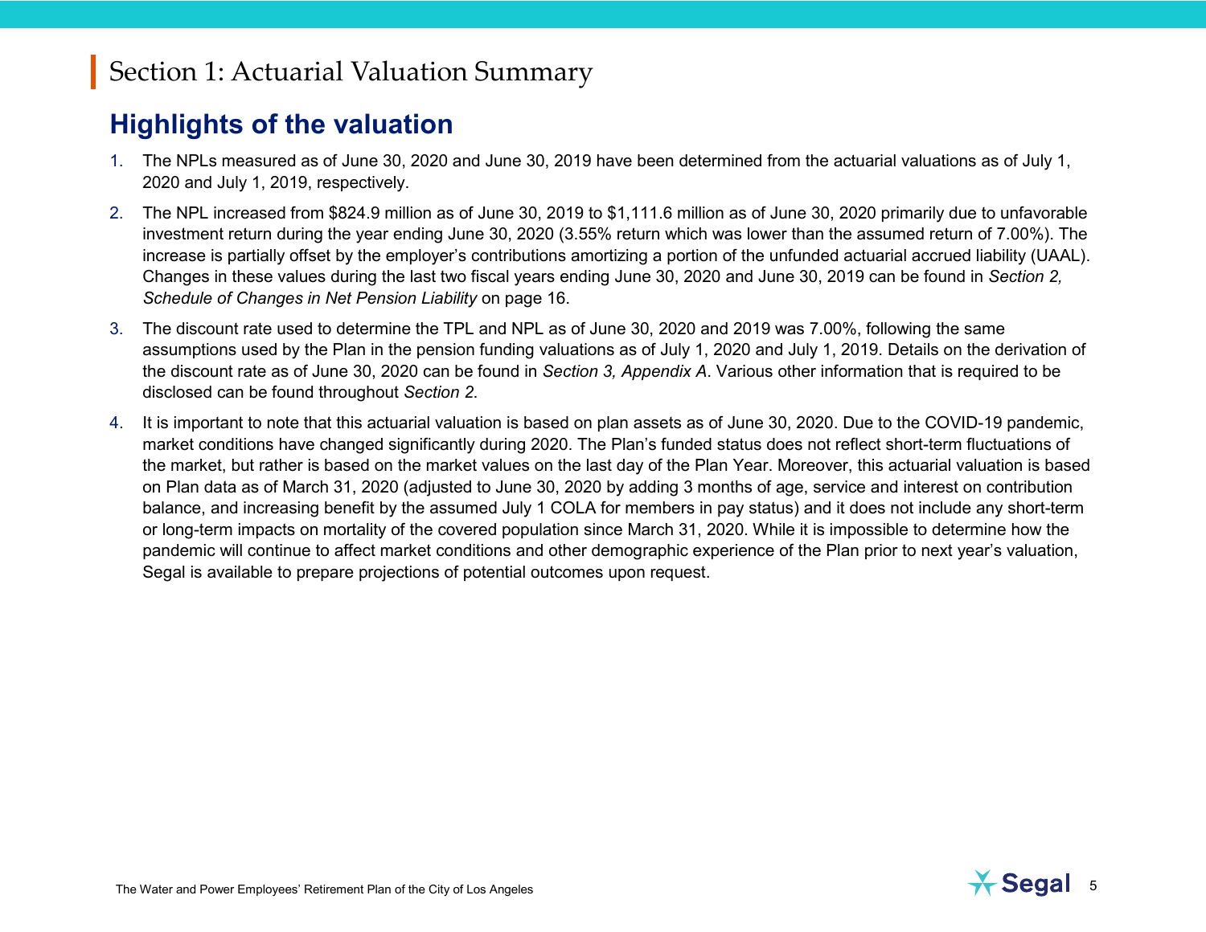# Section 1: Actuarial Valuation Summary

## Highlights of the valuation

1. The NPLs measured as of June 30, 2020 and June 30, 2019 have been determined from the actuarial valuations as of July 1, 2020 and July 1, 2019, respectively.
2. The NPL increased from $824.9 million as of June 30, 2019 to $1,111.6 million as of June 30, 2020 primarily due to unfavorable investment return during the year ending June 30, 2020 (3.55% return which was lower than the assumed return of 7.00%). The increase is partially offset by the employer's contributions amortizing a portion of the unfunded actuarial accrued liability (UAAL). Changes in these values during the last two fiscal years ending June 30, 2020 and June 30, 2019 can be found in *Section 2, Schedule of Changes in Net Pension Liability* on page 16.
3. The discount rate used to determine the TPL and NPL as of June 30, 2020 and 2019 was 7.00%, following the same assumptions used by the Plan in the pension funding valuations as of July 1, 2020 and July 1, 2019. Details on the derivation of the discount rate as of June 30, 2020 can be found in *Section 3, Appendix A*. Various other information that is required to be disclosed can be found throughout *Section 2*.
4. It is important to note that this actuarial valuation is based on plan assets as of June 30, 2020. Due to the COVID-19 pandemic, market conditions have changed significantly during 2020. The Plan's funded status does not reflect short-term fluctuations of the market, but rather is based on the market values on the last day of the Plan Year. Moreover, this actuarial valuation is based on Plan data as of March 31, 2020 (adjusted to June 30, 2020 by adding 3 months of age, service and interest on contribution balance, and increasing benefit by the assumed July 1 COLA for members in pay status) and it does not include any short-term or long-term impacts on mortality of the covered population since March 31, 2020. While it is impossible to determine how the pandemic will continue to affect market conditions and other demographic experience of the Plan prior to next year's valuation, Segal is available to prepare projections of potential outcomes upon request.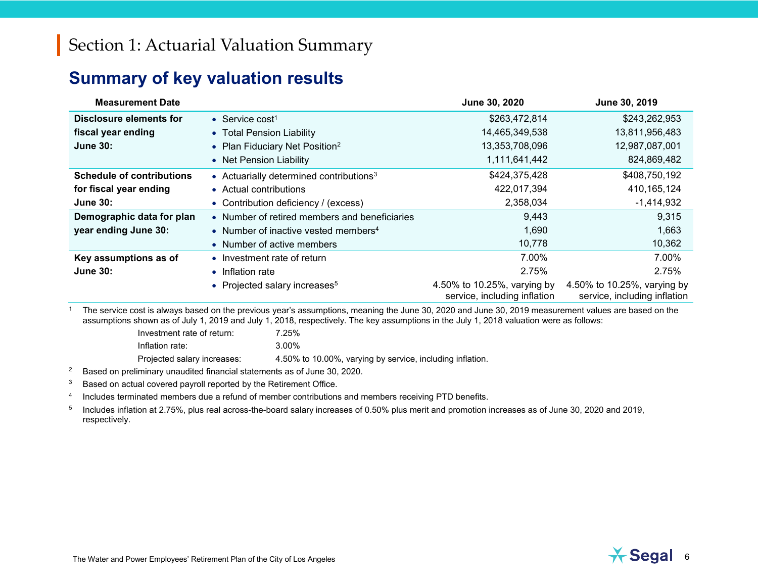# Section 1: Actuarial Valuation Summary

## Summary of key valuation results

| Measurement Date | | June 30, 2020 | June 30, 2019 |
|---|---|---|---|
| **Disclosure elements for fiscal year ending June 30:** | • Service cost[1] | $263,472,814 | $243,262,953 |
| | • Total Pension Liability | 14,465,349,538 | 13,811,956,483 |
| | • Plan Fiduciary Net Position[2] | 13,353,708,096 | 12,987,087,001 |
| | • Net Pension Liability | 1,111,641,442 | 824,869,482 |
| **Schedule of contributions for fiscal year ending June 30:** | • Actuarially determined contributions[3] | $424,375,428 | $408,750,192 |
| | • Actual contributions | 422,017,394 | 410,165,124 |
| | • Contribution deficiency / (excess) | 2,358,034 | -1,414,932 |
| **Demographic data for plan year ending June 30:** | • Number of retired members and beneficiaries | 9,443 | 9,315 |
| | • Number of inactive vested members[4] | 1,690 | 1,663 |
| | • Number of active members | 10,778 | 10,362 |
| **Key assumptions as of June 30:** | • Investment rate of return | 7.00% | 7.00% |
| | • Inflation rate | 2.75% | 2.75% |
| | • Projected salary increases[5] | 4.50% to 10.25%, varying by service, including inflation | 4.50% to 10.25%, varying by service, including inflation |

[1] The service cost is always based on the previous year's assumptions, meaning the June 30, 2020 and June 30, 2019 measurement values are based on the assumptions shown as of July 1, 2019 and July 1, 2018, respectively. The key assumptions in the July 1, 2018 valuation were as follows:

| | |
|---|---|
| Investment rate of return: | 7.25% |
| Inflation rate: | 3.00% |
| Projected salary increases: | 4.50% to 10.00%, varying by service, including inflation. |

[2] Based on preliminary unaudited financial statements as of June 30, 2020.

[3] Based on actual covered payroll reported by the Retirement Office.

[4] Includes terminated members due a refund of member contributions and members receiving PTD benefits.

[5] Includes inflation at 2.75%, plus real across-the-board salary increases of 0.50% plus merit and promotion increases as of June 30, 2020 and 2019, respectively.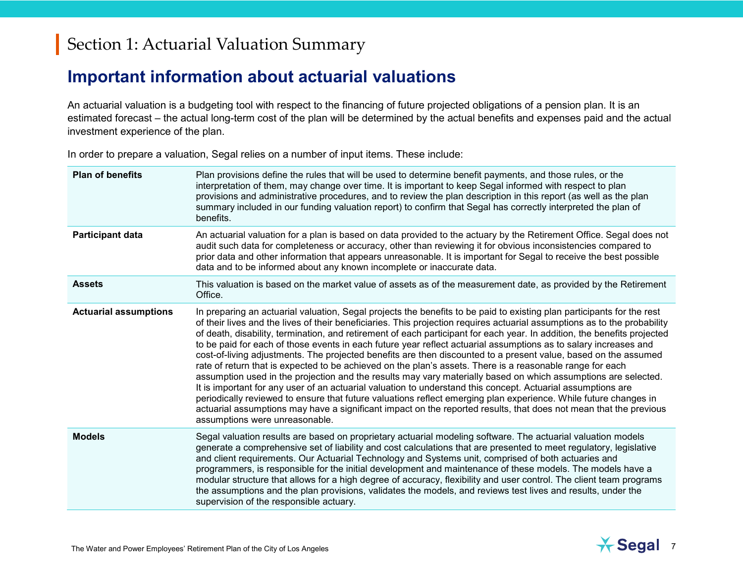# Section 1: Actuarial Valuation Summary

## Important information about actuarial valuations

An actuarial valuation is a budgeting tool with respect to the financing of future projected obligations of a pension plan. It is an estimated forecast – the actual long-term cost of the plan will be determined by the actual benefits and expenses paid and the actual investment experience of the plan.

In order to prepare a valuation, Segal relies on a number of input items. These include:

| | |
|---|---|
| **Plan of benefits** | Plan provisions define the rules that will be used to determine benefit payments, and those rules, or the interpretation of them, may change over time. It is important to keep Segal informed with respect to plan provisions and administrative procedures, and to review the plan description in this report (as well as the plan summary included in our funding valuation report) to confirm that Segal has correctly interpreted the plan of benefits. |
| **Participant data** | An actuarial valuation for a plan is based on data provided to the actuary by the Retirement Office. Segal does not audit such data for completeness or accuracy, other than reviewing it for obvious inconsistencies compared to prior data and other information that appears unreasonable. It is important for Segal to receive the best possible data and to be informed about any known incomplete or inaccurate data. |
| **Assets** | This valuation is based on the market value of assets as of the measurement date, as provided by the Retirement Office. |
| **Actuarial assumptions** | In preparing an actuarial valuation, Segal projects the benefits to be paid to existing plan participants for the rest of their lives and the lives of their beneficiaries. This projection requires actuarial assumptions as to the probability of death, disability, termination, and retirement of each participant for each year. In addition, the benefits projected to be paid for each of those events in each future year reflect actuarial assumptions as to salary increases and cost-of-living adjustments. The projected benefits are then discounted to a present value, based on the assumed rate of return that is expected to be achieved on the plan's assets. There is a reasonable range for each assumption used in the projection and the results may vary materially based on which assumptions are selected. It is important for any user of an actuarial valuation to understand this concept. Actuarial assumptions are periodically reviewed to ensure that future valuations reflect emerging plan experience. While future changes in actuarial assumptions may have a significant impact on the reported results, that does not mean that the previous assumptions were unreasonable. |
| **Models** | Segal valuation results are based on proprietary actuarial modeling software. The actuarial valuation models generate a comprehensive set of liability and cost calculations that are presented to meet regulatory, legislative and client requirements. Our Actuarial Technology and Systems unit, comprised of both actuaries and programmers, is responsible for the initial development and maintenance of these models. The models have a modular structure that allows for a high degree of accuracy, flexibility and user control. The client team programs the assumptions and the plan provisions, validates the models, and reviews test lives and results, under the supervision of the responsible actuary. |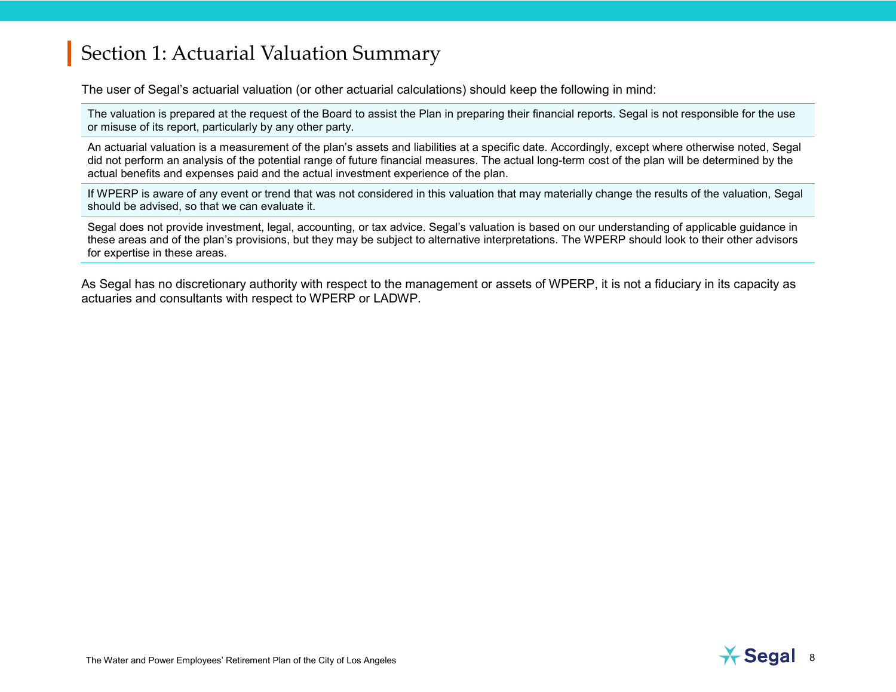# Section 1: Actuarial Valuation Summary

The user of Segal's actuarial valuation (or other actuarial calculations) should keep the following in mind:

| |
|---|
| The valuation is prepared at the request of the Board to assist the Plan in preparing their financial reports. Segal is not responsible for the use or misuse of its report, particularly by any other party. |
| An actuarial valuation is a measurement of the plan's assets and liabilities at a specific date. Accordingly, except where otherwise noted, Segal did not perform an analysis of the potential range of future financial measures. The actual long-term cost of the plan will be determined by the actual benefits and expenses paid and the actual investment experience of the plan. |
| If WPERP is aware of any event or trend that was not considered in this valuation that may materially change the results of the valuation, Segal should be advised, so that we can evaluate it. |
| Segal does not provide investment, legal, accounting, or tax advice. Segal's valuation is based on our understanding of applicable guidance in these areas and of the plan's provisions, but they may be subject to alternative interpretations. The WPERP should look to their other advisors for expertise in these areas. |

As Segal has no discretionary authority with respect to the management or assets of WPERP, it is not a fiduciary in its capacity as actuaries and consultants with respect to WPERP or LADWP.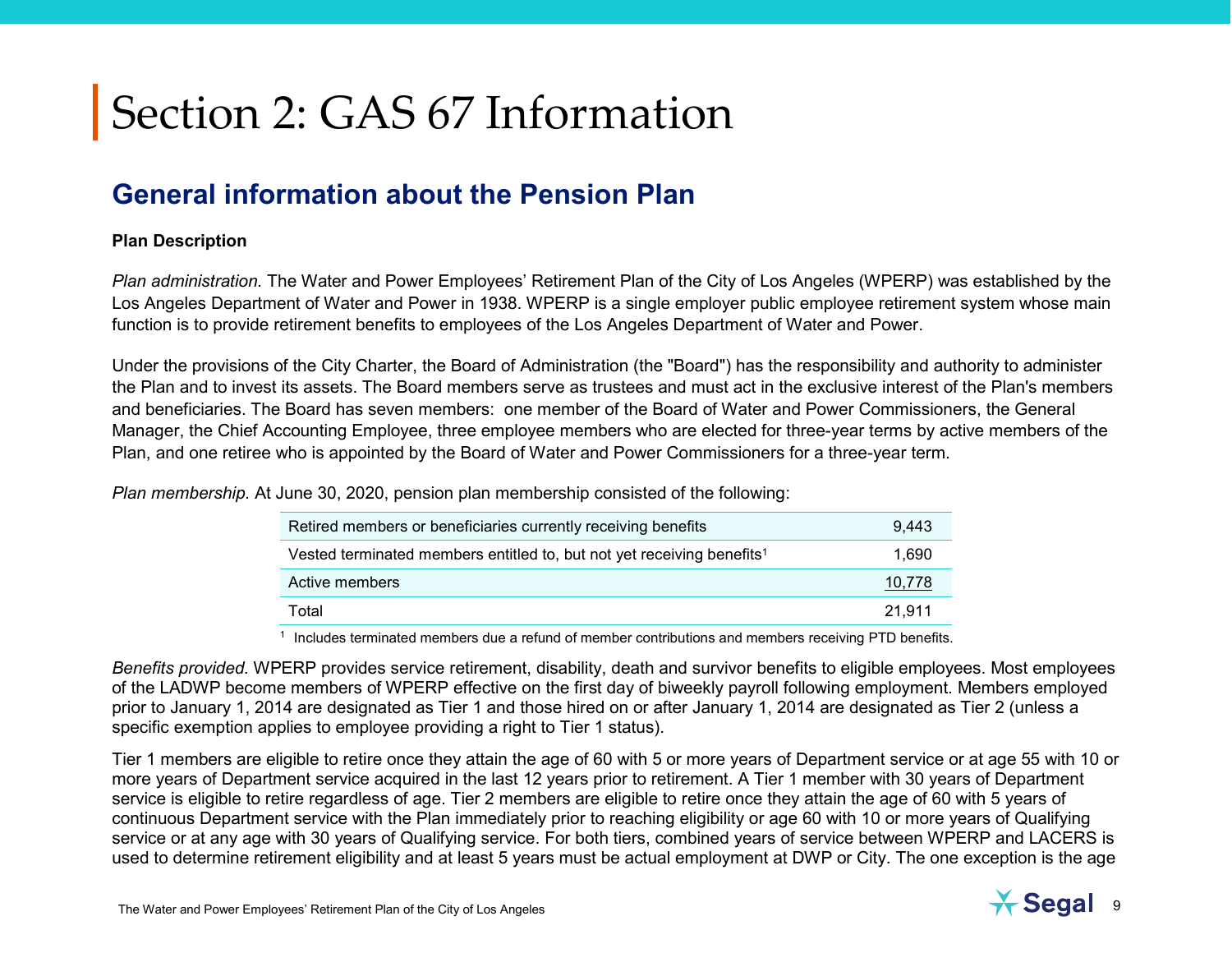# Section 2: GAS 67 Information

## General information about the Pension Plan

**Plan Description**

*Plan administration.* The Water and Power Employees' Retirement Plan of the City of Los Angeles (WPERP) was established by the Los Angeles Department of Water and Power in 1938. WPERP is a single employer public employee retirement system whose main function is to provide retirement benefits to employees of the Los Angeles Department of Water and Power.

Under the provisions of the City Charter, the Board of Administration (the "Board") has the responsibility and authority to administer the Plan and to invest its assets. The Board members serve as trustees and must act in the exclusive interest of the Plan's members and beneficiaries. The Board has seven members: one member of the Board of Water and Power Commissioners, the General Manager, the Chief Accounting Employee, three employee members who are elected for three-year terms by active members of the Plan, and one retiree who is appointed by the Board of Water and Power Commissioners for a three-year term.

*Plan membership.* At June 30, 2020, pension plan membership consisted of the following:

| | |
|---|---|
| Retired members or beneficiaries currently receiving benefits | 9,443 |
| Vested terminated members entitled to, but not yet receiving benefits[1] | 1,690 |
| Active members | 10,778 |
| Total | 21,911 |

[1] Includes terminated members due a refund of member contributions and members receiving PTD benefits.

*Benefits provided.* WPERP provides service retirement, disability, death and survivor benefits to eligible employees. Most employees of the LADWP become members of WPERP effective on the first day of biweekly payroll following employment. Members employed prior to January 1, 2014 are designated as Tier 1 and those hired on or after January 1, 2014 are designated as Tier 2 (unless a specific exemption applies to employee providing a right to Tier 1 status).

Tier 1 members are eligible to retire once they attain the age of 60 with 5 or more years of Department service or at age 55 with 10 or more years of Department service acquired in the last 12 years prior to retirement. A Tier 1 member with 30 years of Department service is eligible to retire regardless of age. Tier 2 members are eligible to retire once they attain the age of 60 with 5 years of continuous Department service with the Plan immediately prior to reaching eligibility or age 60 with 10 or more years of Qualifying service or at any age with 30 years of Qualifying service. For both tiers, combined years of service between WPERP and LACERS is used to determine retirement eligibility and at least 5 years must be actual employment at DWP or City. The one exception is the age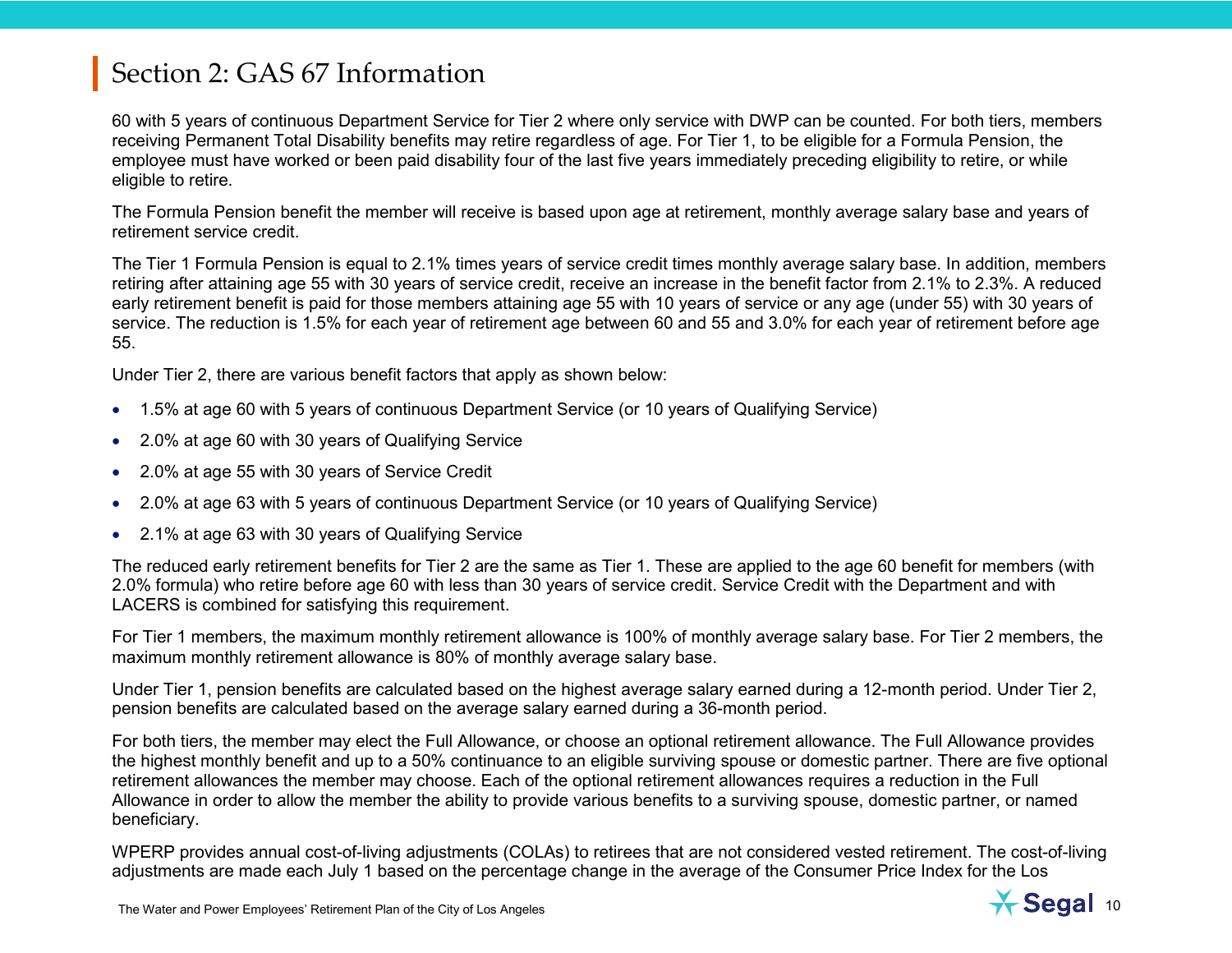# Section 2: GAS 67 Information

60 with 5 years of continuous Department Service for Tier 2 where only service with DWP can be counted. For both tiers, members receiving Permanent Total Disability benefits may retire regardless of age. For Tier 1, to be eligible for a Formula Pension, the employee must have worked or been paid disability four of the last five years immediately preceding eligibility to retire, or while eligible to retire.

The Formula Pension benefit the member will receive is based upon age at retirement, monthly average salary base and years of retirement service credit.

The Tier 1 Formula Pension is equal to 2.1% times years of service credit times monthly average salary base. In addition, members retiring after attaining age 55 with 30 years of service credit, receive an increase in the benefit factor from 2.1% to 2.3%. A reduced early retirement benefit is paid for those members attaining age 55 with 10 years of service or any age (under 55) with 30 years of service. The reduction is 1.5% for each year of retirement age between 60 and 55 and 3.0% for each year of retirement before age 55.

Under Tier 2, there are various benefit factors that apply as shown below:

- 1.5% at age 60 with 5 years of continuous Department Service (or 10 years of Qualifying Service)
- 2.0% at age 60 with 30 years of Qualifying Service
- 2.0% at age 55 with 30 years of Service Credit
- 2.0% at age 63 with 5 years of continuous Department Service (or 10 years of Qualifying Service)
- 2.1% at age 63 with 30 years of Qualifying Service

The reduced early retirement benefits for Tier 2 are the same as Tier 1. These are applied to the age 60 benefit for members (with 2.0% formula) who retire before age 60 with less than 30 years of service credit. Service Credit with the Department and with LACERS is combined for satisfying this requirement.

For Tier 1 members, the maximum monthly retirement allowance is 100% of monthly average salary base. For Tier 2 members, the maximum monthly retirement allowance is 80% of monthly average salary base.

Under Tier 1, pension benefits are calculated based on the highest average salary earned during a 12-month period. Under Tier 2, pension benefits are calculated based on the average salary earned during a 36-month period.

For both tiers, the member may elect the Full Allowance, or choose an optional retirement allowance. The Full Allowance provides the highest monthly benefit and up to a 50% continuance to an eligible surviving spouse or domestic partner. There are five optional retirement allowances the member may choose. Each of the optional retirement allowances requires a reduction in the Full Allowance in order to allow the member the ability to provide various benefits to a surviving spouse, domestic partner, or named beneficiary.

WPERP provides annual cost-of-living adjustments (COLAs) to retirees that are not considered vested retirement. The cost-of-living adjustments are made each July 1 based on the percentage change in the average of the Consumer Price Index for the Los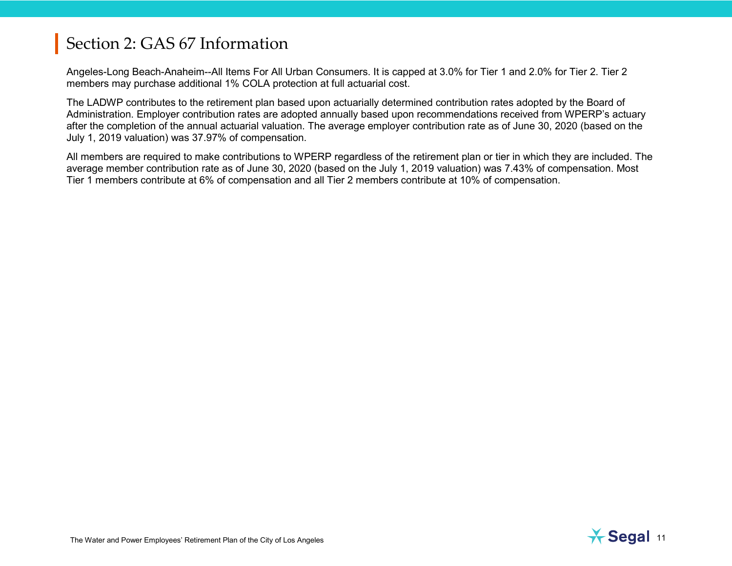# Section 2: GAS 67 Information

Angeles-Long Beach-Anaheim--All Items For All Urban Consumers. It is capped at 3.0% for Tier 1 and 2.0% for Tier 2. Tier 2 members may purchase additional 1% COLA protection at full actuarial cost.

The LADWP contributes to the retirement plan based upon actuarially determined contribution rates adopted by the Board of Administration. Employer contribution rates are adopted annually based upon recommendations received from WPERP's actuary after the completion of the annual actuarial valuation. The average employer contribution rate as of June 30, 2020 (based on the July 1, 2019 valuation) was 37.97% of compensation.

All members are required to make contributions to WPERP regardless of the retirement plan or tier in which they are included. The average member contribution rate as of June 30, 2020 (based on the July 1, 2019 valuation) was 7.43% of compensation. Most Tier 1 members contribute at 6% of compensation and all Tier 2 members contribute at 10% of compensation.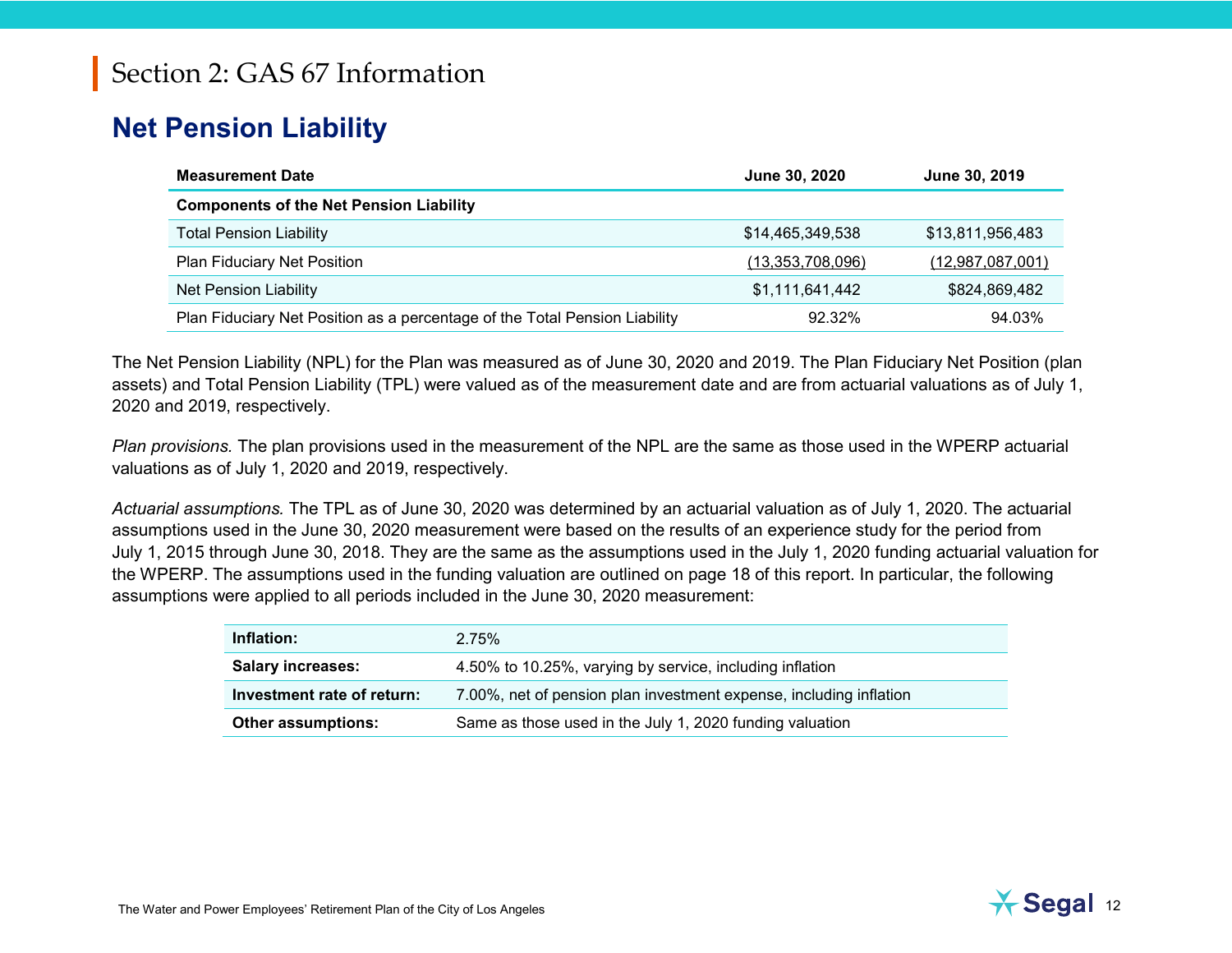# Section 2: GAS 67 Information

## Net Pension Liability

| Measurement Date | June 30, 2020 | June 30, 2019 |
|---|---|---|
| **Components of the Net Pension Liability** | | |
| Total Pension Liability | $14,465,349,538 | $13,811,956,483 |
| Plan Fiduciary Net Position | (13,353,708,096) | (12,987,087,001) |
| Net Pension Liability | $1,111,641,442 | $824,869,482 |
| Plan Fiduciary Net Position as a percentage of the Total Pension Liability | 92.32% | 94.03% |

The Net Pension Liability (NPL) for the Plan was measured as of June 30, 2020 and 2019. The Plan Fiduciary Net Position (plan assets) and Total Pension Liability (TPL) were valued as of the measurement date and are from actuarial valuations as of July 1, 2020 and 2019, respectively.

*Plan provisions.* The plan provisions used in the measurement of the NPL are the same as those used in the WPERP actuarial valuations as of July 1, 2020 and 2019, respectively.

*Actuarial assumptions.* The TPL as of June 30, 2020 was determined by an actuarial valuation as of July 1, 2020. The actuarial assumptions used in the June 30, 2020 measurement were based on the results of an experience study for the period from July 1, 2015 through June 30, 2018. They are the same as the assumptions used in the July 1, 2020 funding actuarial valuation for the WPERP. The assumptions used in the funding valuation are outlined on page 18 of this report. In particular, the following assumptions were applied to all periods included in the June 30, 2020 measurement:

| | |
|---|---|
| **Inflation:** | 2.75% |
| **Salary increases:** | 4.50% to 10.25%, varying by service, including inflation |
| **Investment rate of return:** | 7.00%, net of pension plan investment expense, including inflation |
| **Other assumptions:** | Same as those used in the July 1, 2020 funding valuation |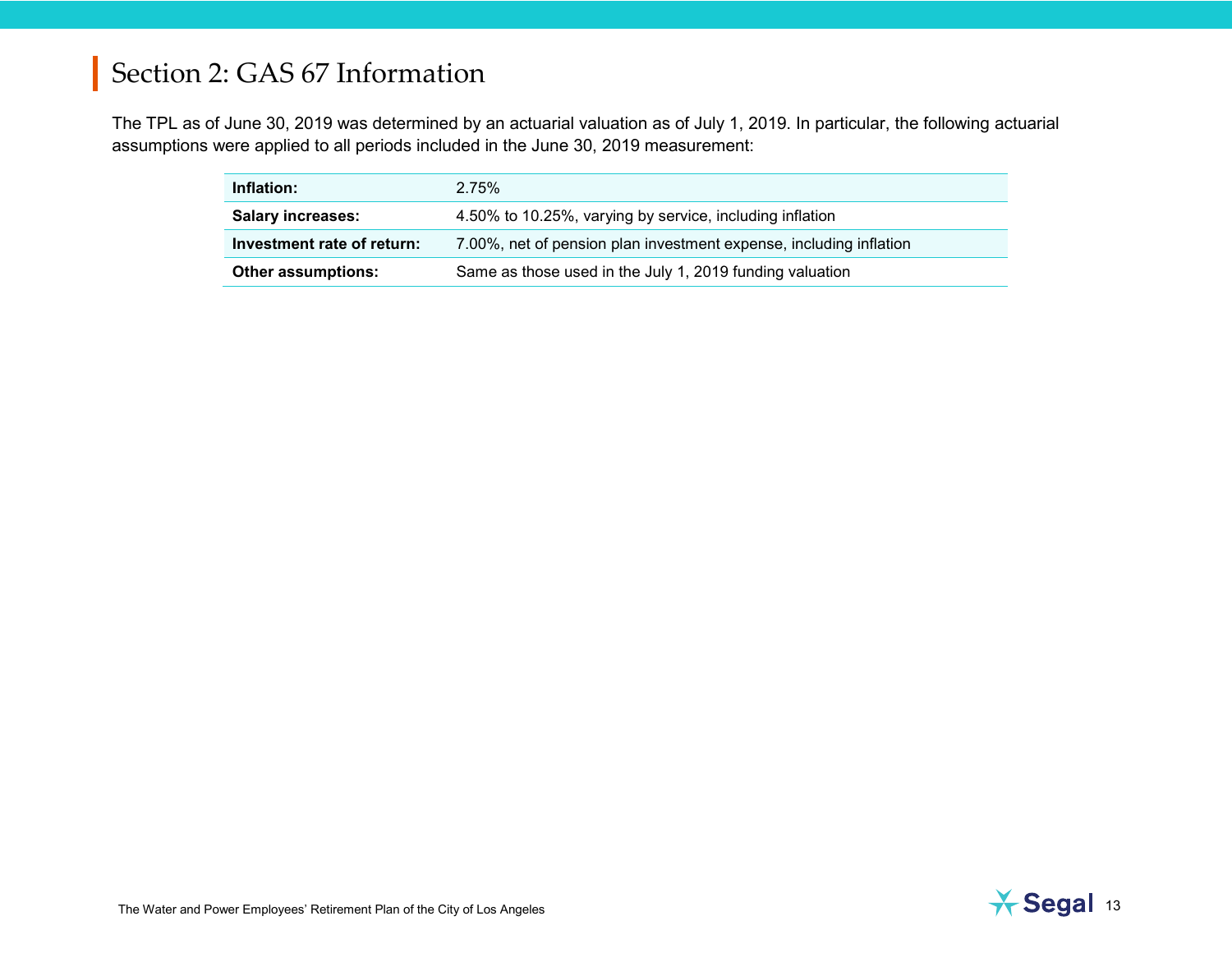# Section 2: GAS 67 Information

The TPL as of June 30, 2019 was determined by an actuarial valuation as of July 1, 2019. In particular, the following actuarial assumptions were applied to all periods included in the June 30, 2019 measurement:

| | |
|---|---|
| **Inflation:** | 2.75% |
| **Salary increases:** | 4.50% to 10.25%, varying by service, including inflation |
| **Investment rate of return:** | 7.00%, net of pension plan investment expense, including inflation |
| **Other assumptions:** | Same as those used in the July 1, 2019 funding valuation |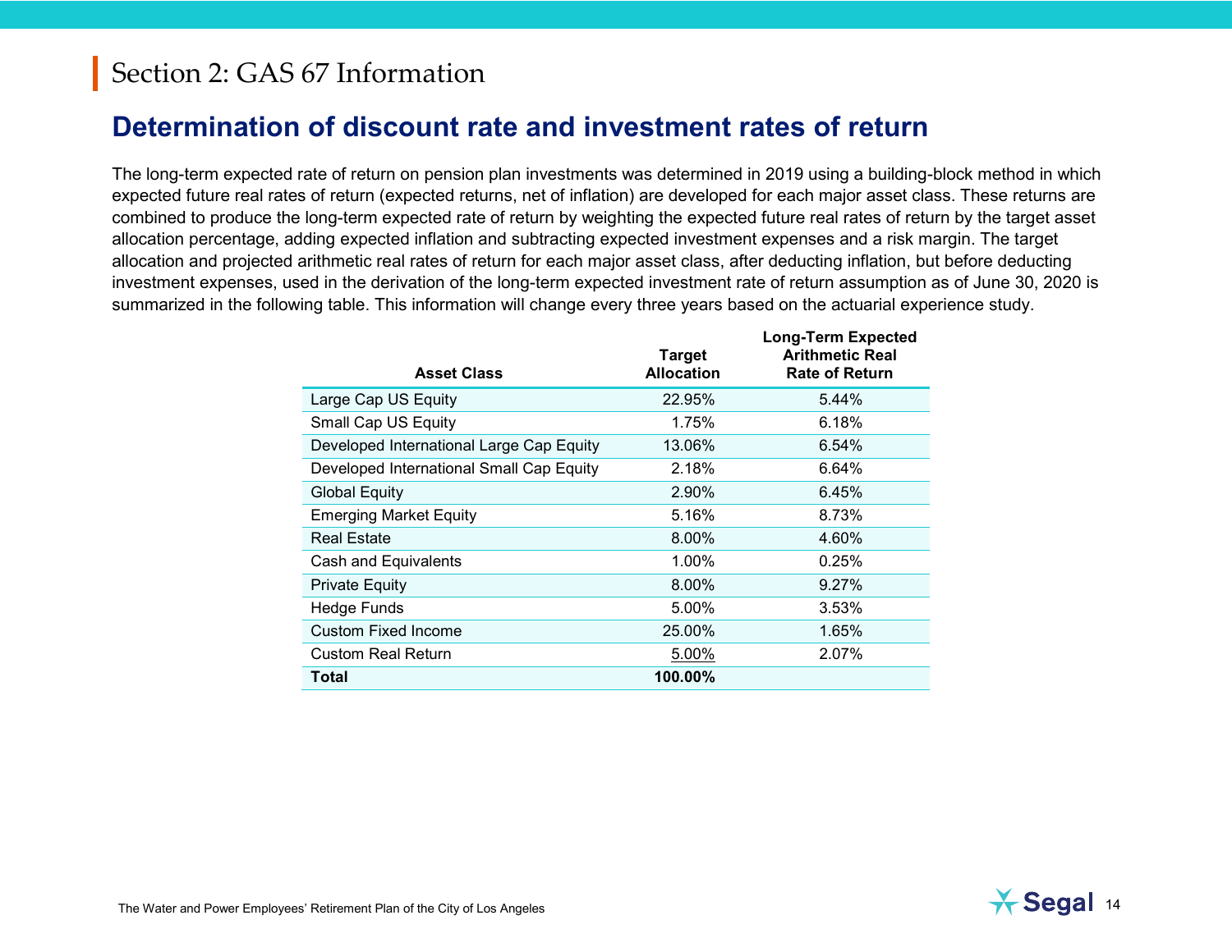# Section 2: GAS 67 Information

## Determination of discount rate and investment rates of return

The long-term expected rate of return on pension plan investments was determined in 2019 using a building-block method in which expected future real rates of return (expected returns, net of inflation) are developed for each major asset class. These returns are combined to produce the long-term expected rate of return by weighting the expected future real rates of return by the target asset allocation percentage, adding expected inflation and subtracting expected investment expenses and a risk margin. The target allocation and projected arithmetic real rates of return for each major asset class, after deducting inflation, but before deducting investment expenses, used in the derivation of the long-term expected investment rate of return assumption as of June 30, 2020 is summarized in the following table. This information will change every three years based on the actuarial experience study.

| Asset Class | Target Allocation | Long-Term Expected Arithmetic Real Rate of Return |
|---|---|---|
| Large Cap US Equity | 22.95% | 5.44% |
| Small Cap US Equity | 1.75% | 6.18% |
| Developed International Large Cap Equity | 13.06% | 6.54% |
| Developed International Small Cap Equity | 2.18% | 6.64% |
| Global Equity | 2.90% | 6.45% |
| Emerging Market Equity | 5.16% | 8.73% |
| Real Estate | 8.00% | 4.60% |
| Cash and Equivalents | 1.00% | 0.25% |
| Private Equity | 8.00% | 9.27% |
| Hedge Funds | 5.00% | 3.53% |
| Custom Fixed Income | 25.00% | 1.65% |
| Custom Real Return | 5.00% | 2.07% |
| **Total** | **100.00%** | |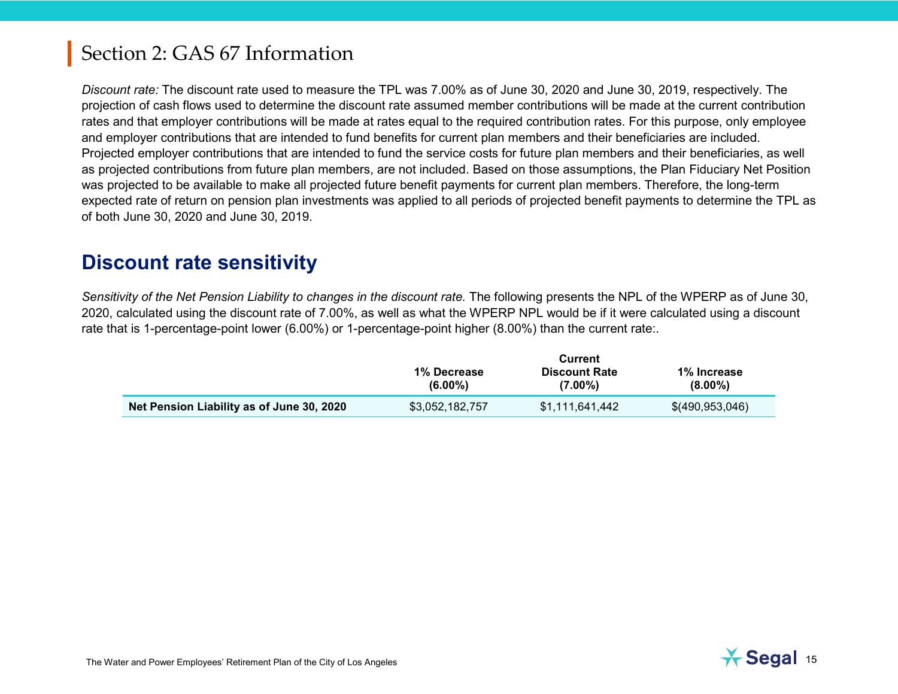# Section 2: GAS 67 Information

*Discount rate:* The discount rate used to measure the TPL was 7.00% as of June 30, 2020 and June 30, 2019, respectively. The projection of cash flows used to determine the discount rate assumed member contributions will be made at the current contribution rates and that employer contributions will be made at rates equal to the required contribution rates. For this purpose, only employee and employer contributions that are intended to fund benefits for current plan members and their beneficiaries are included. Projected employer contributions that are intended to fund the service costs for future plan members and their beneficiaries, as well as projected contributions from future plan members, are not included. Based on those assumptions, the Plan Fiduciary Net Position was projected to be available to make all projected future benefit payments for current plan members. Therefore, the long-term expected rate of return on pension plan investments was applied to all periods of projected benefit payments to determine the TPL as of both June 30, 2020 and June 30, 2019.

## Discount rate sensitivity

*Sensitivity of the Net Pension Liability to changes in the discount rate.* The following presents the NPL of the WPERP as of June 30, 2020, calculated using the discount rate of 7.00%, as well as what the WPERP NPL would be if it were calculated using a discount rate that is 1-percentage-point lower (6.00%) or 1-percentage-point higher (8.00%) than the current rate:.

| | 1% Decrease (6.00%) | Current Discount Rate (7.00%) | 1% Increase (8.00%) |
|---|---|---|---|
| **Net Pension Liability as of June 30, 2020** | $3,052,182,757 | $1,111,641,442 | $(490,953,046) |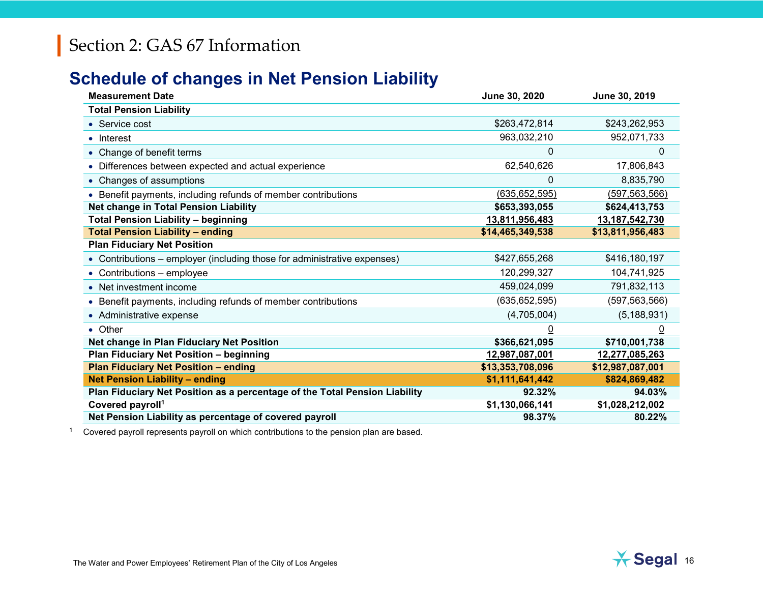# Section 2: GAS 67 Information

## Schedule of changes in Net Pension Liability

| Measurement Date | June 30, 2020 | June 30, 2019 |
|---|---|---|
| **Total Pension Liability** | | |
| • Service cost | $263,472,814 | $243,262,953 |
| • Interest | 963,032,210 | 952,071,733 |
| • Change of benefit terms | 0 | 0 |
| • Differences between expected and actual experience | 62,540,626 | 17,806,843 |
| • Changes of assumptions | 0 | 8,835,790 |
| • Benefit payments, including refunds of member contributions | (635,652,595) | (597,563,566) |
| **Net change in Total Pension Liability** | **$653,393,055** | **$624,413,753** |
| **Total Pension Liability – beginning** | **13,811,956,483** | **13,187,542,730** |
| **Total Pension Liability – ending** | **$14,465,349,538** | **$13,811,956,483** |
| **Plan Fiduciary Net Position** | | |
| • Contributions – employer (including those for administrative expenses) | $427,655,268 | $416,180,197 |
| • Contributions – employee | 120,299,327 | 104,741,925 |
| • Net investment income | 459,024,099 | 791,832,113 |
| • Benefit payments, including refunds of member contributions | (635,652,595) | (597,563,566) |
| • Administrative expense | (4,705,004) | (5,188,931) |
| • Other | 0 | 0 |
| **Net change in Plan Fiduciary Net Position** | **$366,621,095** | **$710,001,738** |
| **Plan Fiduciary Net Position – beginning** | **12,987,087,001** | **12,277,085,263** |
| **Plan Fiduciary Net Position – ending** | **$13,353,708,096** | **$12,987,087,001** |
| **Net Pension Liability – ending** | **$1,111,641,442** | **$824,869,482** |
| **Plan Fiduciary Net Position as a percentage of the Total Pension Liability** | **92.32%** | **94.03%** |
| **Covered payroll[1]** | **$1,130,066,141** | **$1,028,212,002** |
| **Net Pension Liability as percentage of covered payroll** | **98.37%** | **80.22%** |

[1] Covered payroll represents payroll on which contributions to the pension plan are based.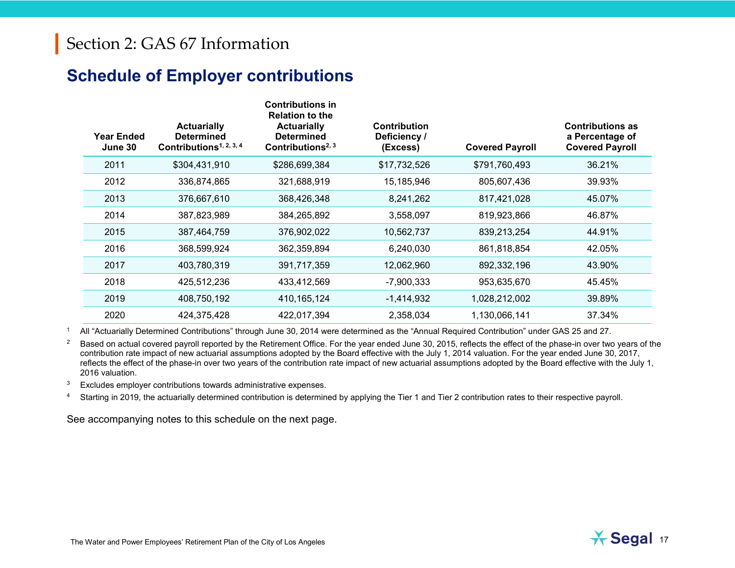# Section 2: GAS 67 Information

## Schedule of Employer contributions

| Year Ended June 30 | Actuarially Determined Contributions[1, 2, 3, 4] | Contributions in Relation to the Actuarially Determined Contributions[2, 3] | Contribution Deficiency / (Excess) | Covered Payroll | Contributions as a Percentage of Covered Payroll |
|---|---|---|---|---|---|
| 2011 | $304,431,910 | $286,699,384 | $17,732,526 | $791,760,493 | 36.21% |
| 2012 | 336,874,865 | 321,688,919 | 15,185,946 | 805,607,436 | 39.93% |
| 2013 | 376,667,610 | 368,426,348 | 8,241,262 | 817,421,028 | 45.07% |
| 2014 | 387,823,989 | 384,265,892 | 3,558,097 | 819,923,866 | 46.87% |
| 2015 | 387,464,759 | 376,902,022 | 10,562,737 | 839,213,254 | 44.91% |
| 2016 | 368,599,924 | 362,359,894 | 6,240,030 | 861,818,854 | 42.05% |
| 2017 | 403,780,319 | 391,717,359 | 12,062,960 | 892,332,196 | 43.90% |
| 2018 | 425,512,236 | 433,412,569 | -7,900,333 | 953,635,670 | 45.45% |
| 2019 | 408,750,192 | 410,165,124 | -1,414,932 | 1,028,212,002 | 39.89% |
| 2020 | 424,375,428 | 422,017,394 | 2,358,034 | 1,130,066,141 | 37.34% |

[1] All “Actuarially Determined Contributions” through June 30, 2014 were determined as the “Annual Required Contribution” under GAS 25 and 27.

[2] Based on actual covered payroll reported by the Retirement Office. For the year ended June 30, 2015, reflects the effect of the phase-in over two years of the contribution rate impact of new actuarial assumptions adopted by the Board effective with the July 1, 2014 valuation. For the year ended June 30, 2017, reflects the effect of the phase-in over two years of the contribution rate impact of new actuarial assumptions adopted by the Board effective with the July 1, 2016 valuation.

[3] Excludes employer contributions towards administrative expenses.

[4] Starting in 2019, the actuarially determined contribution is determined by applying the Tier 1 and Tier 2 contribution rates to their respective payroll.

See accompanying notes to this schedule on the next page.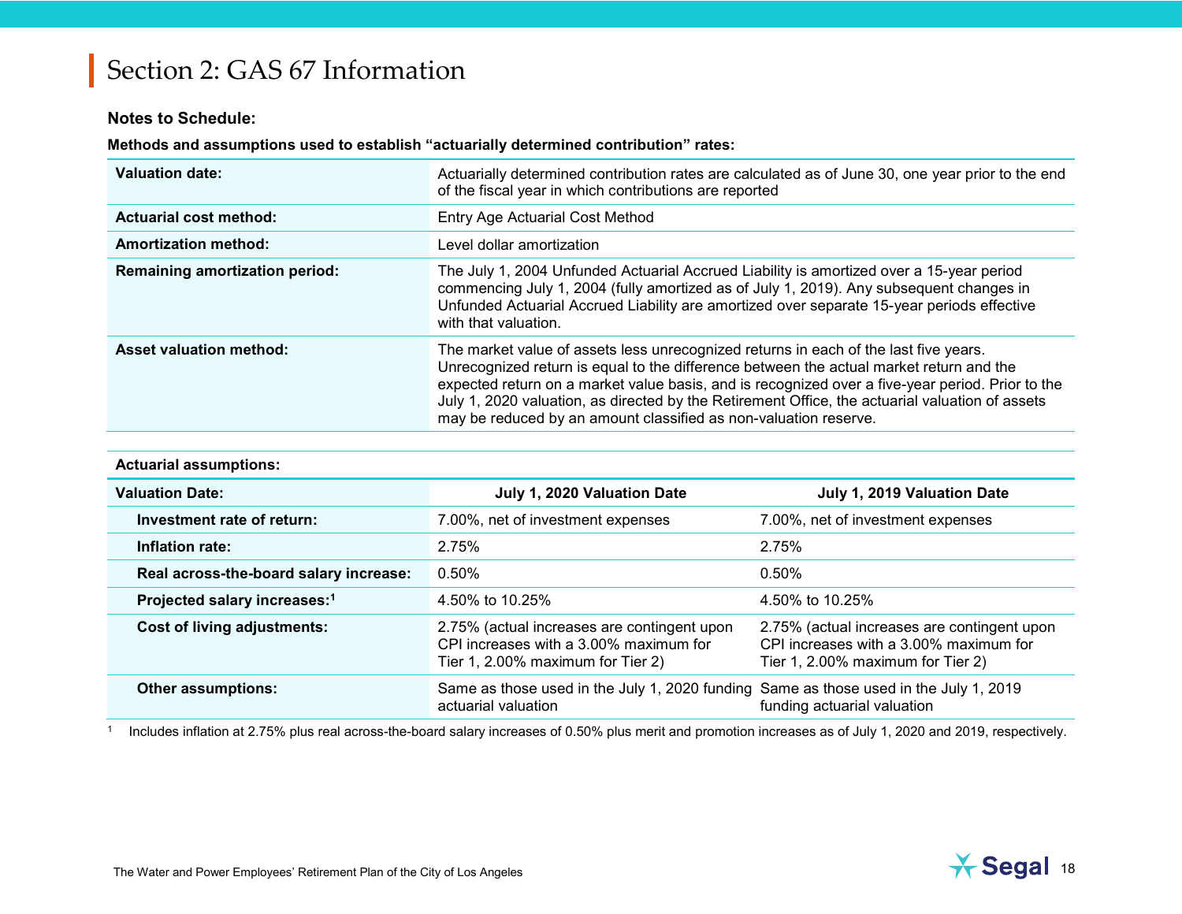# Section 2: GAS 67 Information

**Notes to Schedule:**

**Methods and assumptions used to establish "actuarially determined contribution" rates:**

| | |
|---|---|
| **Valuation date:** | Actuarially determined contribution rates are calculated as of June 30, one year prior to the end of the fiscal year in which contributions are reported |
| **Actuarial cost method:** | Entry Age Actuarial Cost Method |
| **Amortization method:** | Level dollar amortization |
| **Remaining amortization period:** | The July 1, 2004 Unfunded Actuarial Accrued Liability is amortized over a 15-year period commencing July 1, 2004 (fully amortized as of July 1, 2019). Any subsequent changes in Unfunded Actuarial Accrued Liability are amortized over separate 15-year periods effective with that valuation. |
| **Asset valuation method:** | The market value of assets less unrecognized returns in each of the last five years. Unrecognized return is equal to the difference between the actual market return and the expected return on a market value basis, and is recognized over a five-year period. Prior to the July 1, 2020 valuation, as directed by the Retirement Office, the actuarial valuation of assets may be reduced by an amount classified as non-valuation reserve. |

**Actuarial assumptions:**

| **Valuation Date:** | **July 1, 2020 Valuation Date** | **July 1, 2019 Valuation Date** |
|---|---|---|
| **Investment rate of return:** | 7.00%, net of investment expenses | 7.00%, net of investment expenses |
| **Inflation rate:** | 2.75% | 2.75% |
| **Real across-the-board salary increase:** | 0.50% | 0.50% |
| **Projected salary increases:**[1] | 4.50% to 10.25% | 4.50% to 10.25% |
| **Cost of living adjustments:** | 2.75% (actual increases are contingent upon CPI increases with a 3.00% maximum for Tier 1, 2.00% maximum for Tier 2) | 2.75% (actual increases are contingent upon CPI increases with a 3.00% maximum for Tier 1, 2.00% maximum for Tier 2) |
| **Other assumptions:** | Same as those used in the July 1, 2020 funding actuarial valuation | Same as those used in the July 1, 2019 funding actuarial valuation |

[1] Includes inflation at 2.75% plus real across-the-board salary increases of 0.50% plus merit and promotion increases as of July 1, 2020 and 2019, respectively.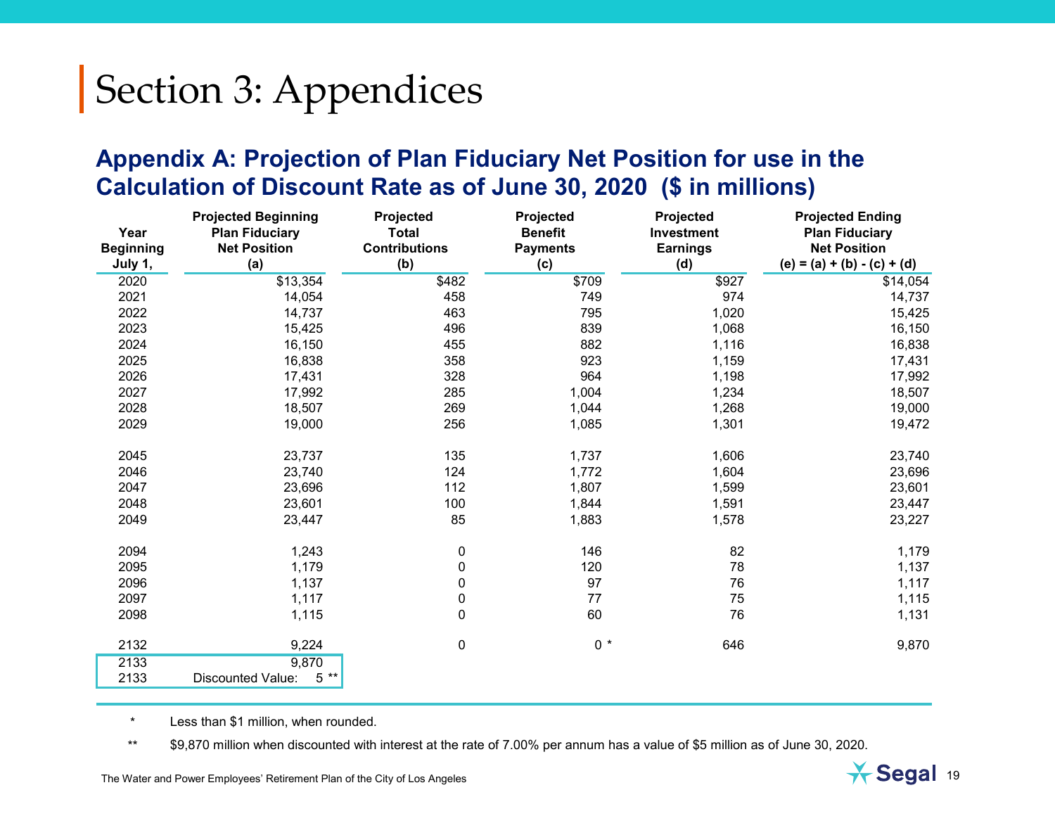# Section 3: Appendices

## Appendix A: Projection of Plan Fiduciary Net Position for use in the Calculation of Discount Rate as of June 30, 2020 ($ in millions)

| Year Beginning July 1, | Projected Beginning Plan Fiduciary Net Position (a) | Projected Total Contributions (b) | Projected Benefit Payments (c) | Projected Investment Earnings (d) | Projected Ending Plan Fiduciary Net Position (e) = (a) + (b) - (c) + (d) |
|---|---|---|---|---|---|
| 2020 | $13,354 | $482 | $709 | $927 | $14,054 |
| 2021 | 14,054 | 458 | 749 | 974 | 14,737 |
| 2022 | 14,737 | 463 | 795 | 1,020 | 15,425 |
| 2023 | 15,425 | 496 | 839 | 1,068 | 16,150 |
| 2024 | 16,150 | 455 | 882 | 1,116 | 16,838 |
| 2025 | 16,838 | 358 | 923 | 1,159 | 17,431 |
| 2026 | 17,431 | 328 | 964 | 1,198 | 17,992 |
| 2027 | 17,992 | 285 | 1,004 | 1,234 | 18,507 |
| 2028 | 18,507 | 269 | 1,044 | 1,268 | 19,000 |
| 2029 | 19,000 | 256 | 1,085 | 1,301 | 19,472 |
| | | | | | |
| 2045 | 23,737 | 135 | 1,737 | 1,606 | 23,740 |
| 2046 | 23,740 | 124 | 1,772 | 1,604 | 23,696 |
| 2047 | 23,696 | 112 | 1,807 | 1,599 | 23,601 |
| 2048 | 23,601 | 100 | 1,844 | 1,591 | 23,447 |
| 2049 | 23,447 | 85 | 1,883 | 1,578 | 23,227 |
| | | | | | |
| 2094 | 1,243 | 0 | 146 | 82 | 1,179 |
| 2095 | 1,179 | 0 | 120 | 78 | 1,137 |
| 2096 | 1,137 | 0 | 97 | 76 | 1,117 |
| 2097 | 1,117 | 0 | 77 | 75 | 1,115 |
| 2098 | 1,115 | 0 | 60 | 76 | 1,131 |
| | | | | | |
| 2132 | 9,224 | 0 | 0 * | 646 | 9,870 |
| 2133 | 9,870 | | | | |
| 2133 | Discounted Value: 5 ** | | | | |

\* Less than $1 million, when rounded.

\*\* $9,870 million when discounted with interest at the rate of 7.00% per annum has a value of $5 million as of June 30, 2020.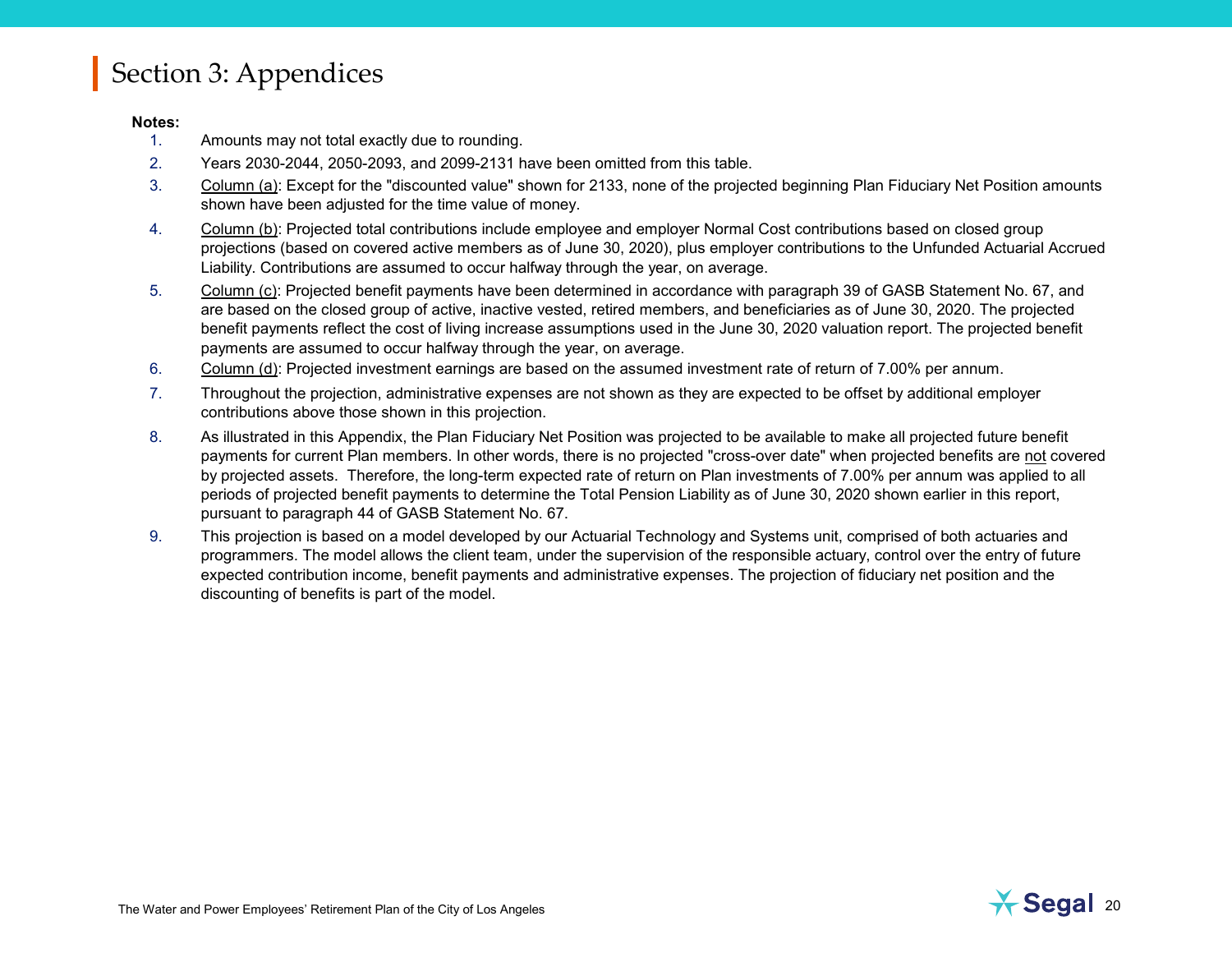# Section 3: Appendices

**Notes:**

1. Amounts may not total exactly due to rounding.
2. Years 2030-2044, 2050-2093, and 2099-2131 have been omitted from this table.
3. Column (a): Except for the "discounted value" shown for 2133, none of the projected beginning Plan Fiduciary Net Position amounts shown have been adjusted for the time value of money.
4. Column (b): Projected total contributions include employee and employer Normal Cost contributions based on closed group projections (based on covered active members as of June 30, 2020), plus employer contributions to the Unfunded Actuarial Accrued Liability. Contributions are assumed to occur halfway through the year, on average.
5. Column (c): Projected benefit payments have been determined in accordance with paragraph 39 of GASB Statement No. 67, and are based on the closed group of active, inactive vested, retired members, and beneficiaries as of June 30, 2020. The projected benefit payments reflect the cost of living increase assumptions used in the June 30, 2020 valuation report. The projected benefit payments are assumed to occur halfway through the year, on average.
6. Column (d): Projected investment earnings are based on the assumed investment rate of return of 7.00% per annum.
7. Throughout the projection, administrative expenses are not shown as they are expected to be offset by additional employer contributions above those shown in this projection.
8. As illustrated in this Appendix, the Plan Fiduciary Net Position was projected to be available to make all projected future benefit payments for current Plan members. In other words, there is no projected "cross-over date" when projected benefits are not covered by projected assets. Therefore, the long-term expected rate of return on Plan investments of 7.00% per annum was applied to all periods of projected benefit payments to determine the Total Pension Liability as of June 30, 2020 shown earlier in this report, pursuant to paragraph 44 of GASB Statement No. 67.
9. This projection is based on a model developed by our Actuarial Technology and Systems unit, comprised of both actuaries and programmers. The model allows the client team, under the supervision of the responsible actuary, control over the entry of future expected contribution income, benefit payments and administrative expenses. The projection of fiduciary net position and the discounting of benefits is part of the model.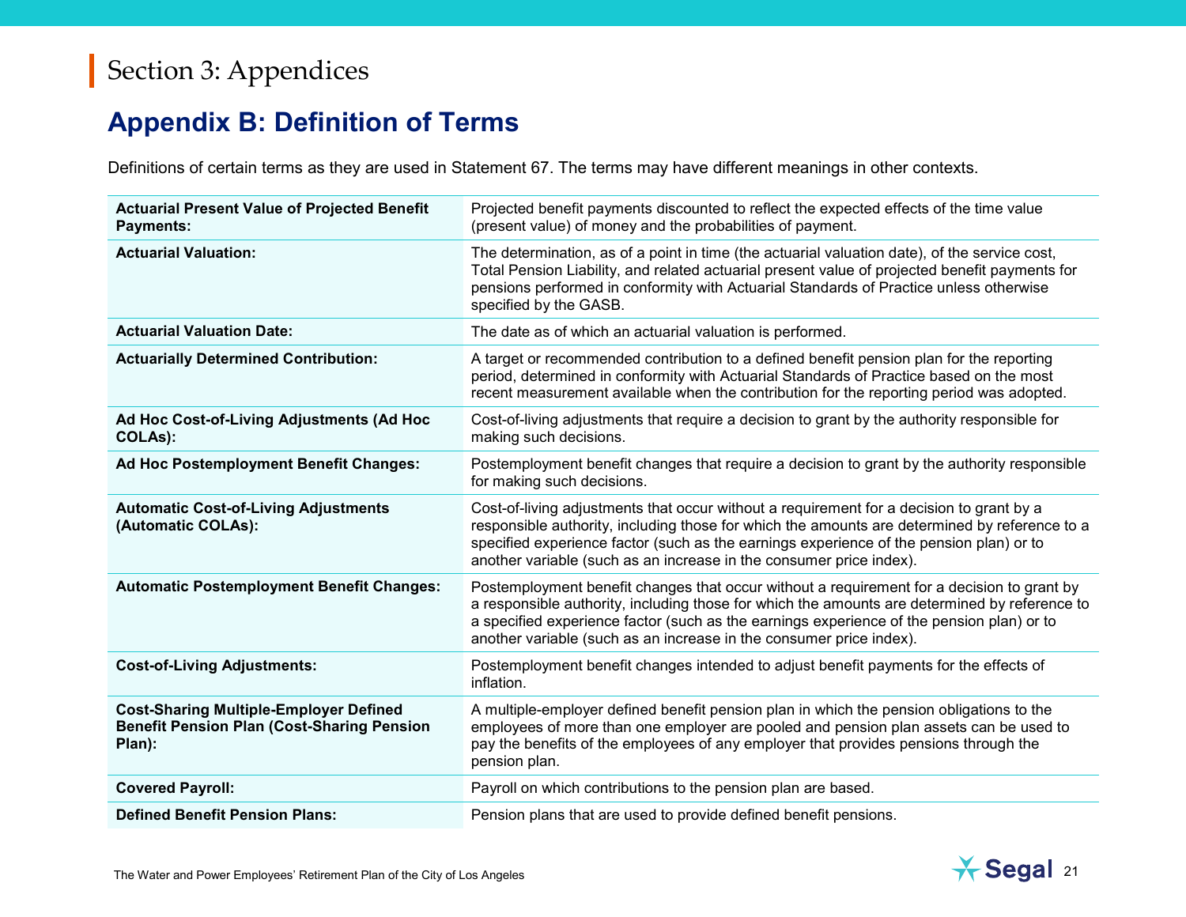# Section 3: Appendices

## Appendix B: Definition of Terms

Definitions of certain terms as they are used in Statement 67. The terms may have different meanings in other contexts.

| | |
|---|---|
| **Actuarial Present Value of Projected Benefit Payments:** | Projected benefit payments discounted to reflect the expected effects of the time value (present value) of money and the probabilities of payment. |
| **Actuarial Valuation:** | The determination, as of a point in time (the actuarial valuation date), of the service cost, Total Pension Liability, and related actuarial present value of projected benefit payments for pensions performed in conformity with Actuarial Standards of Practice unless otherwise specified by the GASB. |
| **Actuarial Valuation Date:** | The date as of which an actuarial valuation is performed. |
| **Actuarially Determined Contribution:** | A target or recommended contribution to a defined benefit pension plan for the reporting period, determined in conformity with Actuarial Standards of Practice based on the most recent measurement available when the contribution for the reporting period was adopted. |
| **Ad Hoc Cost-of-Living Adjustments (Ad Hoc COLAs):** | Cost-of-living adjustments that require a decision to grant by the authority responsible for making such decisions. |
| **Ad Hoc Postemployment Benefit Changes:** | Postemployment benefit changes that require a decision to grant by the authority responsible for making such decisions. |
| **Automatic Cost-of-Living Adjustments (Automatic COLAs):** | Cost-of-living adjustments that occur without a requirement for a decision to grant by a responsible authority, including those for which the amounts are determined by reference to a specified experience factor (such as the earnings experience of the pension plan) or to another variable (such as an increase in the consumer price index). |
| **Automatic Postemployment Benefit Changes:** | Postemployment benefit changes that occur without a requirement for a decision to grant by a responsible authority, including those for which the amounts are determined by reference to a specified experience factor (such as the earnings experience of the pension plan) or to another variable (such as an increase in the consumer price index). |
| **Cost-of-Living Adjustments:** | Postemployment benefit changes intended to adjust benefit payments for the effects of inflation. |
| **Cost-Sharing Multiple-Employer Defined Benefit Pension Plan (Cost-Sharing Pension Plan):** | A multiple-employer defined benefit pension plan in which the pension obligations to the employees of more than one employer are pooled and pension plan assets can be used to pay the benefits of the employees of any employer that provides pensions through the pension plan. |
| **Covered Payroll:** | Payroll on which contributions to the pension plan are based. |
| **Defined Benefit Pension Plans:** | Pension plans that are used to provide defined benefit pensions. |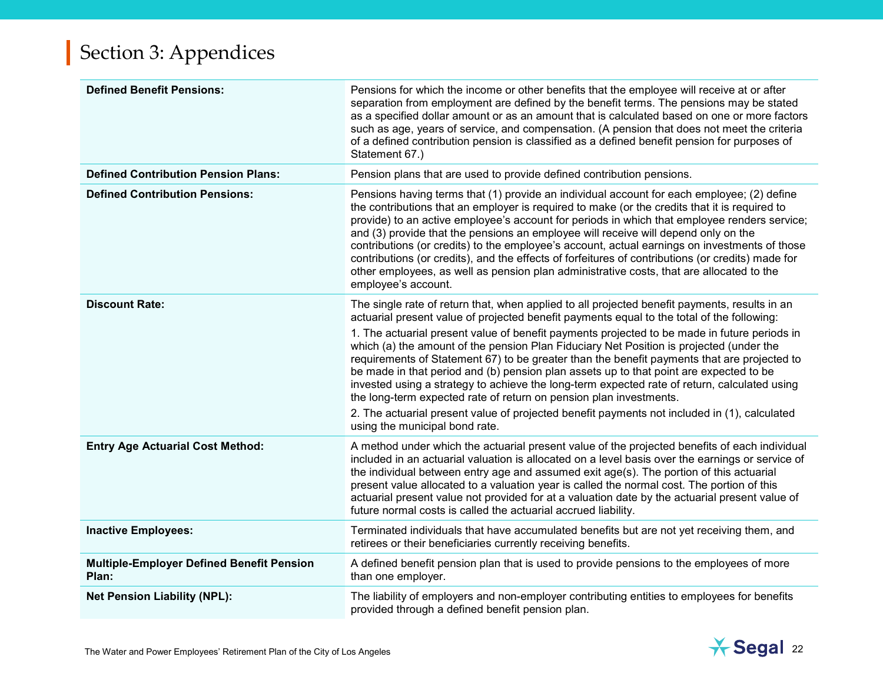# Section 3: Appendices

| | |
|---|---|
| **Defined Benefit Pensions:** | Pensions for which the income or other benefits that the employee will receive at or after separation from employment are defined by the benefit terms. The pensions may be stated as a specified dollar amount or as an amount that is calculated based on one or more factors such as age, years of service, and compensation. (A pension that does not meet the criteria of a defined contribution pension is classified as a defined benefit pension for purposes of Statement 67.) |
| **Defined Contribution Pension Plans:** | Pension plans that are used to provide defined contribution pensions. |
| **Defined Contribution Pensions:** | Pensions having terms that (1) provide an individual account for each employee; (2) define the contributions that an employer is required to make (or the credits that it is required to provide) to an active employee's account for periods in which that employee renders service; and (3) provide that the pensions an employee will receive will depend only on the contributions (or credits) to the employee's account, actual earnings on investments of those contributions (or credits), and the effects of forfeitures of contributions (or credits) made for other employees, as well as pension plan administrative costs, that are allocated to the employee's account. |
| **Discount Rate:** | The single rate of return that, when applied to all projected benefit payments, results in an actuarial present value of projected benefit payments equal to the total of the following:<br>1. The actuarial present value of benefit payments projected to be made in future periods in which (a) the amount of the pension Plan Fiduciary Net Position is projected (under the requirements of Statement 67) to be greater than the benefit payments that are projected to be made in that period and (b) pension plan assets up to that point are expected to be invested using a strategy to achieve the long-term expected rate of return, calculated using the long-term expected rate of return on pension plan investments.<br>2. The actuarial present value of projected benefit payments not included in (1), calculated using the municipal bond rate. |
| **Entry Age Actuarial Cost Method:** | A method under which the actuarial present value of the projected benefits of each individual included in an actuarial valuation is allocated on a level basis over the earnings or service of the individual between entry age and assumed exit age(s). The portion of this actuarial present value allocated to a valuation year is called the normal cost. The portion of this actuarial present value not provided for at a valuation date by the actuarial present value of future normal costs is called the actuarial accrued liability. |
| **Inactive Employees:** | Terminated individuals that have accumulated benefits but are not yet receiving them, and retirees or their beneficiaries currently receiving benefits. |
| **Multiple-Employer Defined Benefit Pension Plan:** | A defined benefit pension plan that is used to provide pensions to the employees of more than one employer. |
| **Net Pension Liability (NPL):** | The liability of employers and non-employer contributing entities to employees for benefits provided through a defined benefit pension plan. |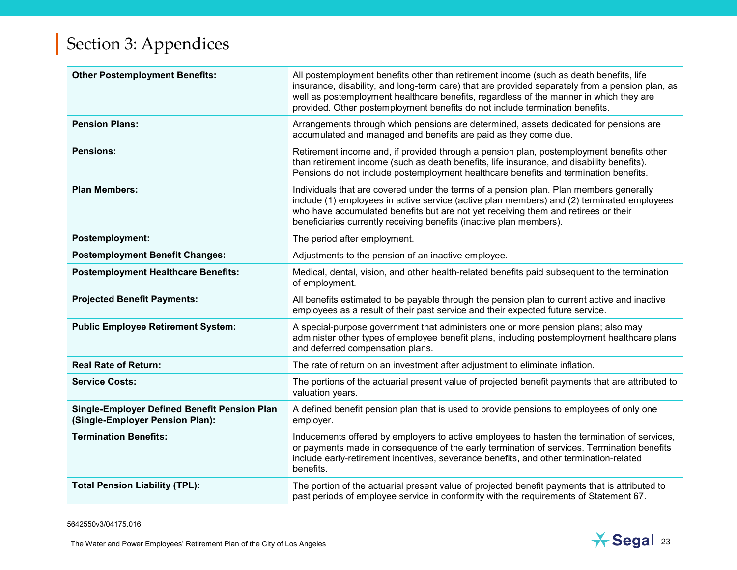# Section 3: Appendices

| | |
|---|---|
| **Other Postemployment Benefits:** | All postemployment benefits other than retirement income (such as death benefits, life insurance, disability, and long-term care) that are provided separately from a pension plan, as well as postemployment healthcare benefits, regardless of the manner in which they are provided. Other postemployment benefits do not include termination benefits. |
| **Pension Plans:** | Arrangements through which pensions are determined, assets dedicated for pensions are accumulated and managed and benefits are paid as they come due. |
| **Pensions:** | Retirement income and, if provided through a pension plan, postemployment benefits other than retirement income (such as death benefits, life insurance, and disability benefits). Pensions do not include postemployment healthcare benefits and termination benefits. |
| **Plan Members:** | Individuals that are covered under the terms of a pension plan. Plan members generally include (1) employees in active service (active plan members) and (2) terminated employees who have accumulated benefits but are not yet receiving them and retirees or their beneficiaries currently receiving benefits (inactive plan members). |
| **Postemployment:** | The period after employment. |
| **Postemployment Benefit Changes:** | Adjustments to the pension of an inactive employee. |
| **Postemployment Healthcare Benefits:** | Medical, dental, vision, and other health-related benefits paid subsequent to the termination of employment. |
| **Projected Benefit Payments:** | All benefits estimated to be payable through the pension plan to current active and inactive employees as a result of their past service and their expected future service. |
| **Public Employee Retirement System:** | A special-purpose government that administers one or more pension plans; also may administer other types of employee benefit plans, including postemployment healthcare plans and deferred compensation plans. |
| **Real Rate of Return:** | The rate of return on an investment after adjustment to eliminate inflation. |
| **Service Costs:** | The portions of the actuarial present value of projected benefit payments that are attributed to valuation years. |
| **Single-Employer Defined Benefit Pension Plan (Single-Employer Pension Plan):** | A defined benefit pension plan that is used to provide pensions to employees of only one employer. |
| **Termination Benefits:** | Inducements offered by employers to active employees to hasten the termination of services, or payments made in consequence of the early termination of services. Termination benefits include early-retirement incentives, severance benefits, and other termination-related benefits. |
| **Total Pension Liability (TPL):** | The portion of the actuarial present value of projected benefit payments that is attributed to past periods of employee service in conformity with the requirements of Statement 67. |

5642550v3/04175.016